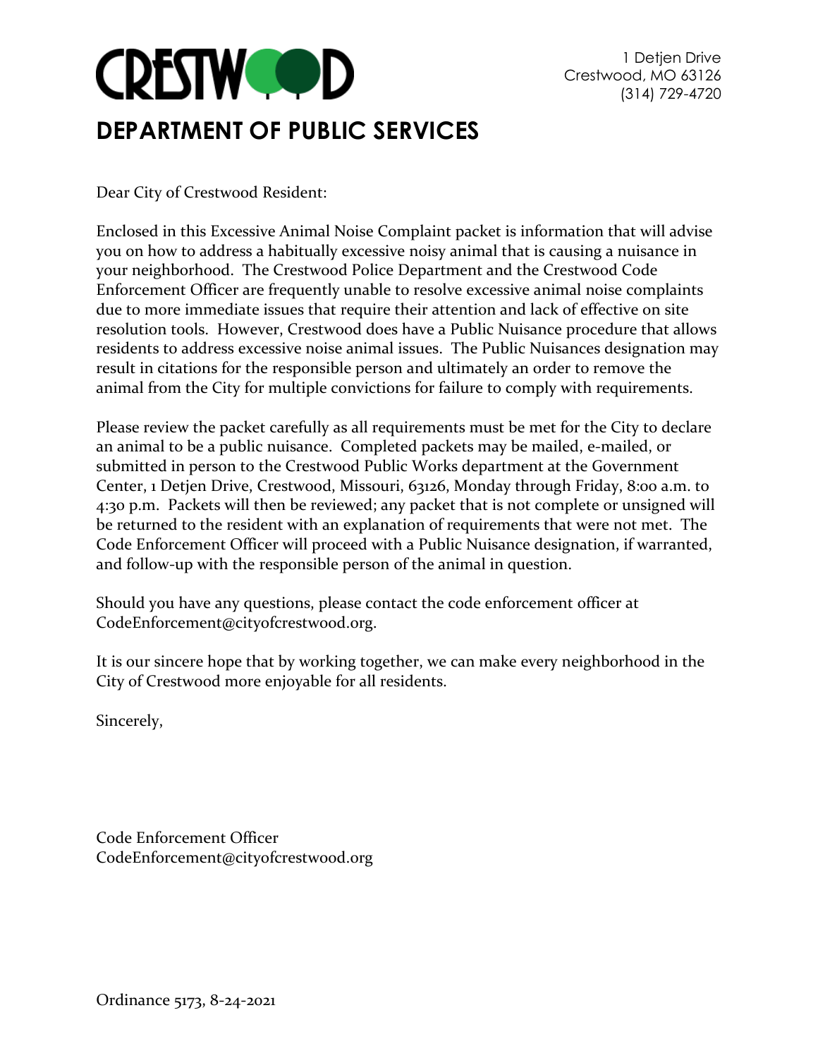# CRESTWOOD

1 Detjen Drive
Crestwood, MO 63126
(314) 729-4720

## DEPARTMENT OF PUBLIC SERVICES

Dear City of Crestwood Resident:

Enclosed in this Excessive Animal Noise Complaint packet is information that will advise you on how to address a habitually excessive noisy animal that is causing a nuisance in your neighborhood. The Crestwood Police Department and the Crestwood Code Enforcement Officer are frequently unable to resolve excessive animal noise complaints due to more immediate issues that require their attention and lack of effective on site resolution tools. However, Crestwood does have a Public Nuisance procedure that allows residents to address excessive noise animal issues. The Public Nuisances designation may result in citations for the responsible person and ultimately an order to remove the animal from the City for multiple convictions for failure to comply with requirements.

Please review the packet carefully as all requirements must be met for the City to declare an animal to be a public nuisance. Completed packets may be mailed, e-mailed, or submitted in person to the Crestwood Public Works department at the Government Center, 1 Detjen Drive, Crestwood, Missouri, 63126, Monday through Friday, 8:00 a.m. to 4:30 p.m. Packets will then be reviewed; any packet that is not complete or unsigned will be returned to the resident with an explanation of requirements that were not met. The Code Enforcement Officer will proceed with a Public Nuisance designation, if warranted, and follow-up with the responsible person of the animal in question.

Should you have any questions, please contact the code enforcement officer at CodeEnforcement@cityofcrestwood.org.

It is our sincere hope that by working together, we can make every neighborhood in the City of Crestwood more enjoyable for all residents.

Sincerely,

Code Enforcement Officer
CodeEnforcement@cityofcrestwood.org

Ordinance 5173, 8-24-2021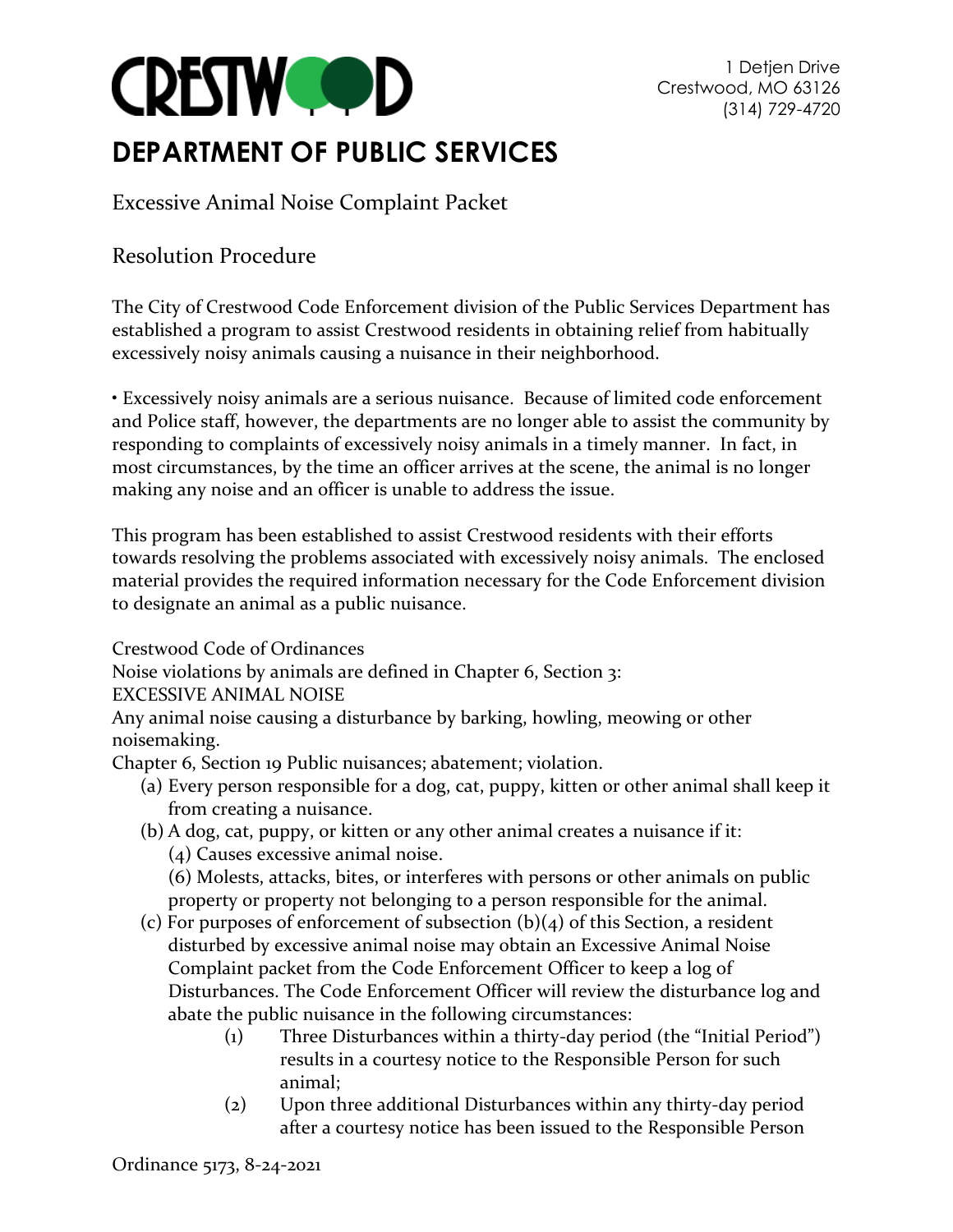# CRESTWOOD

1 Detjen Drive
Crestwood, MO 63126
(314) 729-4720

## DEPARTMENT OF PUBLIC SERVICES

Excessive Animal Noise Complaint Packet

Resolution Procedure

The City of Crestwood Code Enforcement division of the Public Services Department has established a program to assist Crestwood residents in obtaining relief from habitually excessively noisy animals causing a nuisance in their neighborhood.

• Excessively noisy animals are a serious nuisance. Because of limited code enforcement and Police staff, however, the departments are no longer able to assist the community by responding to complaints of excessively noisy animals in a timely manner. In fact, in most circumstances, by the time an officer arrives at the scene, the animal is no longer making any noise and an officer is unable to address the issue.

This program has been established to assist Crestwood residents with their efforts towards resolving the problems associated with excessively noisy animals. The enclosed material provides the required information necessary for the Code Enforcement division to designate an animal as a public nuisance.

Crestwood Code of Ordinances
Noise violations by animals are defined in Chapter 6, Section 3:
EXCESSIVE ANIMAL NOISE
Any animal noise causing a disturbance by barking, howling, meowing or other noisemaking.
Chapter 6, Section 19 Public nuisances; abatement; violation.

(a) Every person responsible for a dog, cat, puppy, kitten or other animal shall keep it from creating a nuisance.
(b) A dog, cat, puppy, or kitten or any other animal creates a nuisance if it:
    (4) Causes excessive animal noise.
    (6) Molests, attacks, bites, or interferes with persons or other animals on public property or property not belonging to a person responsible for the animal.
(c) For purposes of enforcement of subsection (b)(4) of this Section, a resident disturbed by excessive animal noise may obtain an Excessive Animal Noise Complaint packet from the Code Enforcement Officer to keep a log of Disturbances. The Code Enforcement Officer will review the disturbance log and abate the public nuisance in the following circumstances:
    (1) Three Disturbances within a thirty-day period (the "Initial Period") results in a courtesy notice to the Responsible Person for such animal;
    (2) Upon three additional Disturbances within any thirty-day period after a courtesy notice has been issued to the Responsible Person

Ordinance 5173, 8-24-2021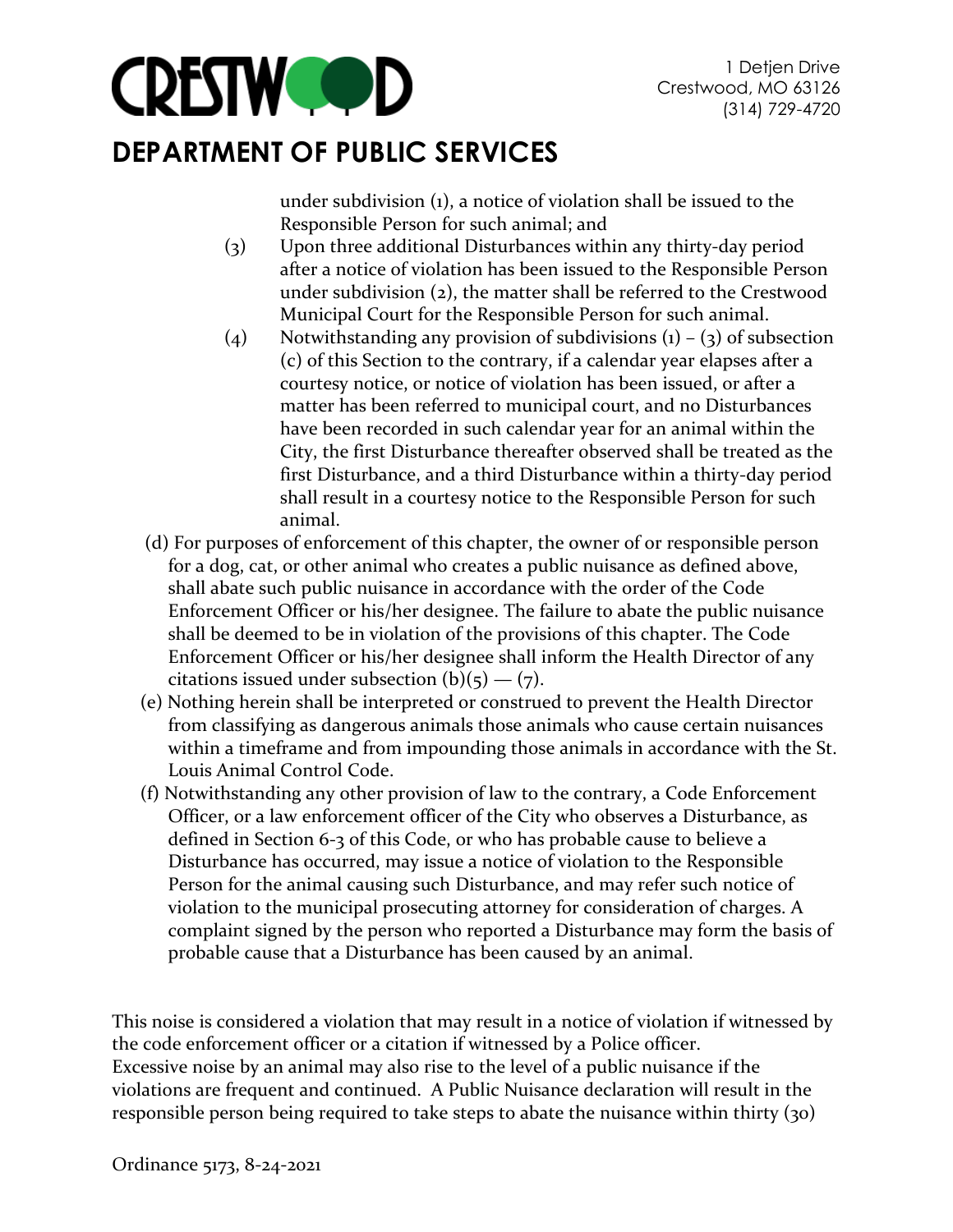under subdivision (1), a notice of violation shall be issued to the Responsible Person for such animal; and

(3) Upon three additional Disturbances within any thirty-day period after a notice of violation has been issued to the Responsible Person under subdivision (2), the matter shall be referred to the Crestwood Municipal Court for the Responsible Person for such animal.

(4) Notwithstanding any provision of subdivisions (1) – (3) of subsection (c) of this Section to the contrary, if a calendar year elapses after a courtesy notice, or notice of violation has been issued, or after a matter has been referred to municipal court, and no Disturbances have been recorded in such calendar year for an animal within the City, the first Disturbance thereafter observed shall be treated as the first Disturbance, and a third Disturbance within a thirty-day period shall result in a courtesy notice to the Responsible Person for such animal.

(d) For purposes of enforcement of this chapter, the owner of or responsible person for a dog, cat, or other animal who creates a public nuisance as defined above, shall abate such public nuisance in accordance with the order of the Code Enforcement Officer or his/her designee. The failure to abate the public nuisance shall be deemed to be in violation of the provisions of this chapter. The Code Enforcement Officer or his/her designee shall inform the Health Director of any citations issued under subsection (b)(5) — (7).

(e) Nothing herein shall be interpreted or construed to prevent the Health Director from classifying as dangerous animals those animals who cause certain nuisances within a timeframe and from impounding those animals in accordance with the St. Louis Animal Control Code.

(f) Notwithstanding any other provision of law to the contrary, a Code Enforcement Officer, or a law enforcement officer of the City who observes a Disturbance, as defined in Section 6-3 of this Code, or who has probable cause to believe a Disturbance has occurred, may issue a notice of violation to the Responsible Person for the animal causing such Disturbance, and may refer such notice of violation to the municipal prosecuting attorney for consideration of charges. A complaint signed by the person who reported a Disturbance may form the basis of probable cause that a Disturbance has been caused by an animal.

This noise is considered a violation that may result in a notice of violation if witnessed by the code enforcement officer or a citation if witnessed by a Police officer. Excessive noise by an animal may also rise to the level of a public nuisance if the violations are frequent and continued. A Public Nuisance declaration will result in the responsible person being required to take steps to abate the nuisance within thirty (30)

Ordinance 5173, 8-24-2021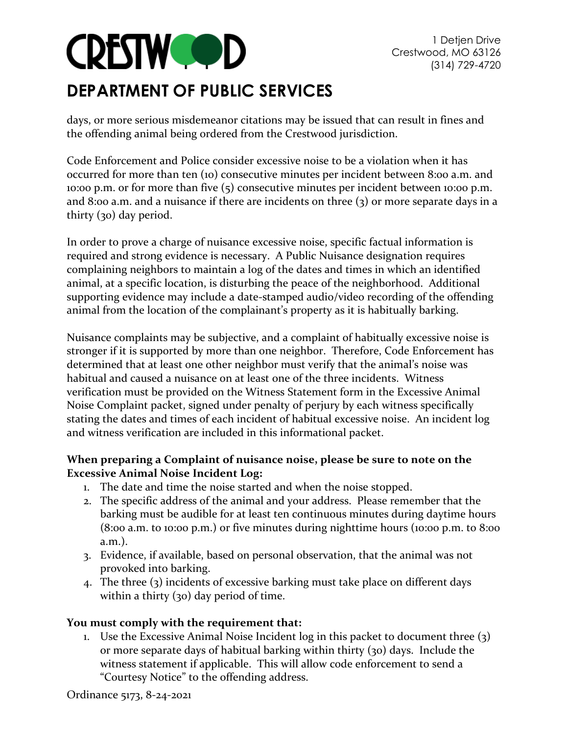days, or more serious misdemeanor citations may be issued that can result in fines and the offending animal being ordered from the Crestwood jurisdiction.

Code Enforcement and Police consider excessive noise to be a violation when it has occurred for more than ten (10) consecutive minutes per incident between 8:00 a.m. and 10:00 p.m. or for more than five (5) consecutive minutes per incident between 10:00 p.m. and 8:00 a.m. and a nuisance if there are incidents on three (3) or more separate days in a thirty (30) day period.

In order to prove a charge of nuisance excessive noise, specific factual information is required and strong evidence is necessary. A Public Nuisance designation requires complaining neighbors to maintain a log of the dates and times in which an identified animal, at a specific location, is disturbing the peace of the neighborhood. Additional supporting evidence may include a date-stamped audio/video recording of the offending animal from the location of the complainant's property as it is habitually barking.

Nuisance complaints may be subjective, and a complaint of habitually excessive noise is stronger if it is supported by more than one neighbor. Therefore, Code Enforcement has determined that at least one other neighbor must verify that the animal's noise was habitual and caused a nuisance on at least one of the three incidents. Witness verification must be provided on the Witness Statement form in the Excessive Animal Noise Complaint packet, signed under penalty of perjury by each witness specifically stating the dates and times of each incident of habitual excessive noise. An incident log and witness verification are included in this informational packet.

**When preparing a Complaint of nuisance noise, please be sure to note on the Excessive Animal Noise Incident Log:**

1. The date and time the noise started and when the noise stopped.
2. The specific address of the animal and your address. Please remember that the barking must be audible for at least ten continuous minutes during daytime hours (8:00 a.m. to 10:00 p.m.) or five minutes during nighttime hours (10:00 p.m. to 8:00 a.m.).
3. Evidence, if available, based on personal observation, that the animal was not provoked into barking.
4. The three (3) incidents of excessive barking must take place on different days within a thirty (30) day period of time.

**You must comply with the requirement that:**

1. Use the Excessive Animal Noise Incident log in this packet to document three (3) or more separate days of habitual barking within thirty (30) days. Include the witness statement if applicable. This will allow code enforcement to send a "Courtesy Notice" to the offending address.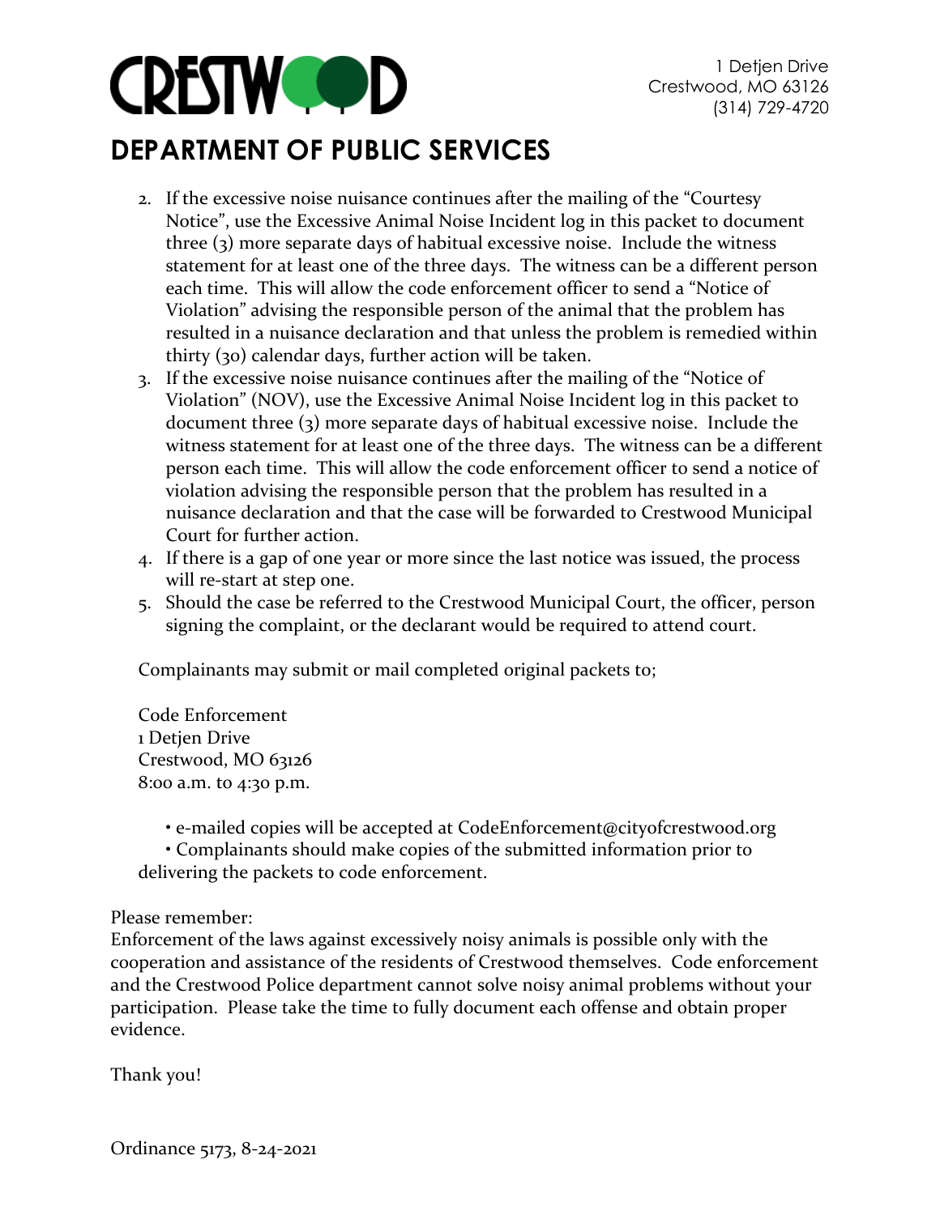# CRESTWOOD

1 Detjen Drive
Crestwood, MO 63126
(314) 729-4720

## DEPARTMENT OF PUBLIC SERVICES

2. If the excessive noise nuisance continues after the mailing of the "Courtesy Notice", use the Excessive Animal Noise Incident log in this packet to document three (3) more separate days of habitual excessive noise. Include the witness statement for at least one of the three days. The witness can be a different person each time. This will allow the code enforcement officer to send a "Notice of Violation" advising the responsible person of the animal that the problem has resulted in a nuisance declaration and that unless the problem is remedied within thirty (30) calendar days, further action will be taken.
3. If the excessive noise nuisance continues after the mailing of the "Notice of Violation" (NOV), use the Excessive Animal Noise Incident log in this packet to document three (3) more separate days of habitual excessive noise. Include the witness statement for at least one of the three days. The witness can be a different person each time. This will allow the code enforcement officer to send a notice of violation advising the responsible person that the problem has resulted in a nuisance declaration and that the case will be forwarded to Crestwood Municipal Court for further action.
4. If there is a gap of one year or more since the last notice was issued, the process will re-start at step one.
5. Should the case be referred to the Crestwood Municipal Court, the officer, person signing the complaint, or the declarant would be required to attend court.

Complainants may submit or mail completed original packets to;

Code Enforcement
1 Detjen Drive
Crestwood, MO 63126
8:00 a.m. to 4:30 p.m.

- e-mailed copies will be accepted at CodeEnforcement@cityofcrestwood.org
- Complainants should make copies of the submitted information prior to delivering the packets to code enforcement.

Please remember:
Enforcement of the laws against excessively noisy animals is possible only with the cooperation and assistance of the residents of Crestwood themselves. Code enforcement and the Crestwood Police department cannot solve noisy animal problems without your participation. Please take the time to fully document each offense and obtain proper evidence.

Thank you!

Ordinance 5173, 8-24-2021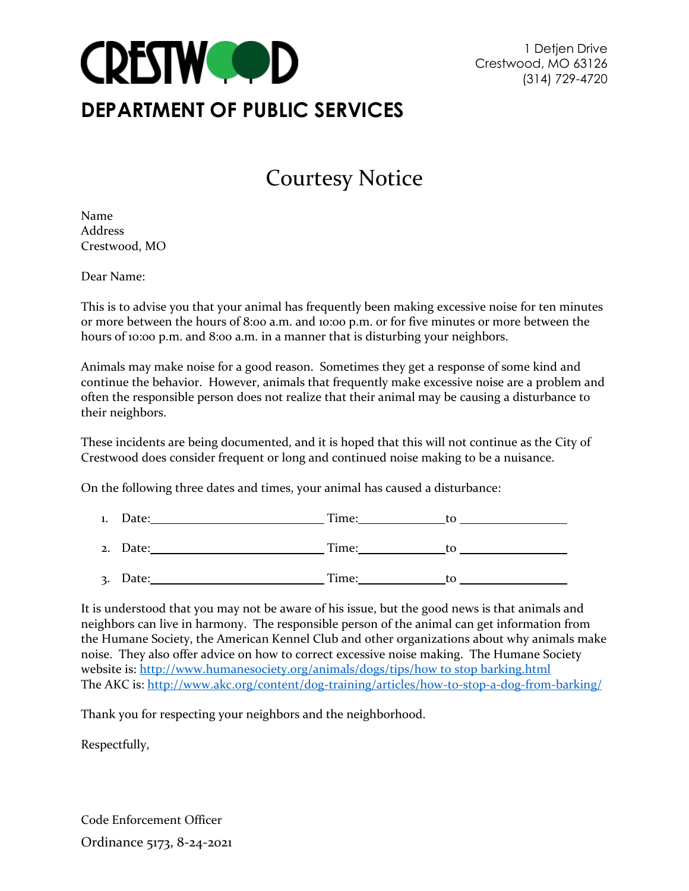CRESTWOOD

1 Detjen Drive
Crestwood, MO 63126
(314) 729-4720

**DEPARTMENT OF PUBLIC SERVICES**

# Courtesy Notice

Name
Address
Crestwood, MO

Dear Name:

This is to advise you that your animal has frequently been making excessive noise for ten minutes or more between the hours of 8:00 a.m. and 10:00 p.m. or for five minutes or more between the hours of 10:00 p.m. and 8:00 a.m. in a manner that is disturbing your neighbors.

Animals may make noise for a good reason. Sometimes they get a response of some kind and continue the behavior. However, animals that frequently make excessive noise are a problem and often the responsible person does not realize that their animal may be causing a disturbance to their neighbors.

These incidents are being documented, and it is hoped that this will not continue as the City of Crestwood does consider frequent or long and continued noise making to be a nuisance.

On the following three dates and times, your animal has caused a disturbance:

1. Date:\_\_\_\_\_\_\_\_\_\_\_\_\_\_\_\_\_\_\_\_ Time:\_\_\_\_\_\_\_\_\_\_ to \_\_\_\_\_\_\_\_\_\_\_\_

2. Date:\_\_\_\_\_\_\_\_\_\_\_\_\_\_\_\_\_\_\_\_ Time:\_\_\_\_\_\_\_\_\_\_ to \_\_\_\_\_\_\_\_\_\_\_\_

3. Date:\_\_\_\_\_\_\_\_\_\_\_\_\_\_\_\_\_\_\_\_ Time:\_\_\_\_\_\_\_\_\_\_ to \_\_\_\_\_\_\_\_\_\_\_\_

It is understood that you may not be aware of his issue, but the good news is that animals and neighbors can live in harmony. The responsible person of the animal can get information from the Humane Society, the American Kennel Club and other organizations about why animals make noise. They also offer advice on how to correct excessive noise making. The Humane Society website is: http://www.humanesociety.org/animals/dogs/tips/how to stop barking.html
The AKC is: http://www.akc.org/content/dog-training/articles/how-to-stop-a-dog-from-barking/

Thank you for respecting your neighbors and the neighborhood.

Respectfully,

Code Enforcement Officer

Ordinance 5173, 8-24-2021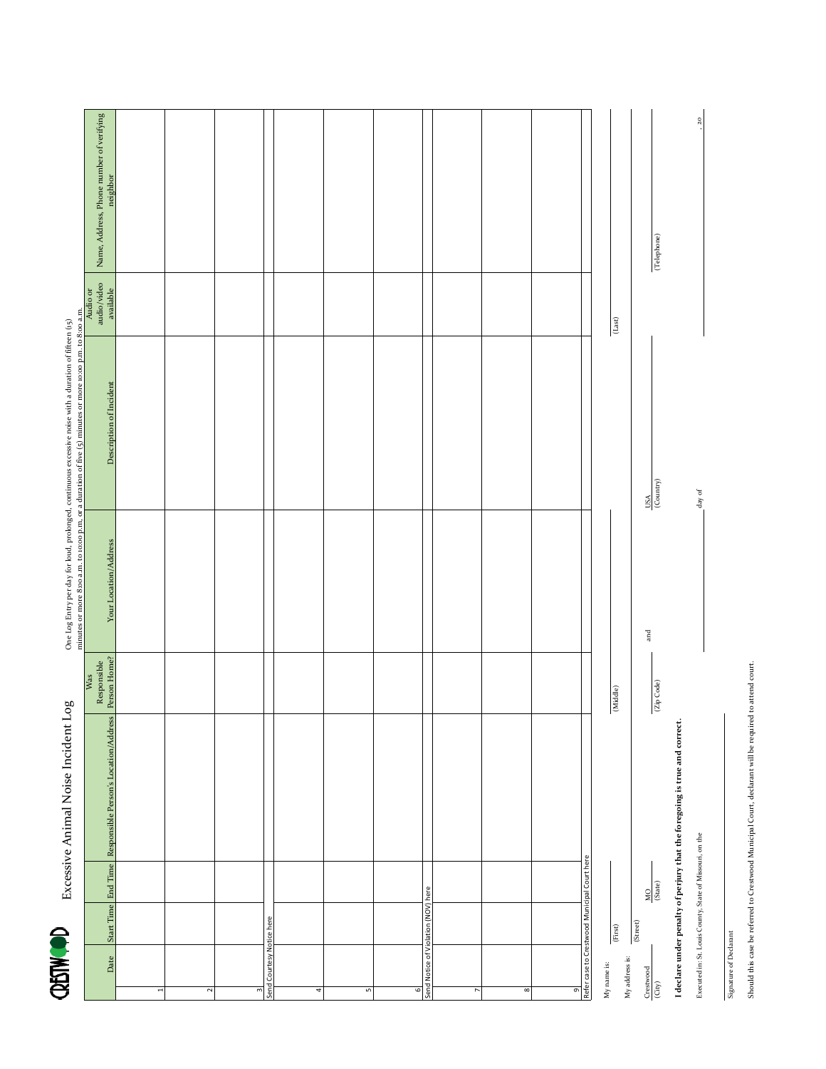CRESTWOOD

# Excessive Animal Noise Incident Log

One Log Entry per day for loud, prolonged, continuous excessive noise with a duration of fifteen (15) minutes or more 8:00 a.m. to 10:00 p.m., or a duration of five (5) minutes or more 10:00 p.m. to 8:00 a.m.

| | Date | Start Time | End Time | Responsible Person's Location/Address | Was Responsible Person Home? | Your Location/Address | Description of Incident | Audio or audio/video available | Name, Address, Phone number of verifying neighbor |
|---|---|---|---|---|---|---|---|---|---|
| 1 | | | | | | | | | |
| 2 | | | | | | | | | |
| 3 | | | | | | | | | |
| Send Courtesy Notice here | | | | | | | | | |
| 4 | | | | | | | | | |
| 5 | | | | | | | | | |
| 6 | | | | | | | | | |
| Send Notice of Violation (NOV) here | | | | | | | | | |
| 7 | | | | | | | | | |
| 8 | | | | | | | | | |
| 9 | | | | | | | | | |
| Refer case to Crestwood Municipal Court here | | | | | | | | | |

My name is: ____________ (First) ____________ (Middle) ____________ (Last)

My address is: ____________ (Street)

Crestwood (City) MO (State) ____________ (Zip Code) and USA (Country) ____________ (Telephone)

**I declare under penalty of perjury that the foregoing is true and correct.**

Executed in: St. Louis County, State of Missouri, on the ____________ day of ____________, 20____

____________
Signature of Declarant

Should this case be referred to Crestwood Municipal Court, declarant will be required to attend court.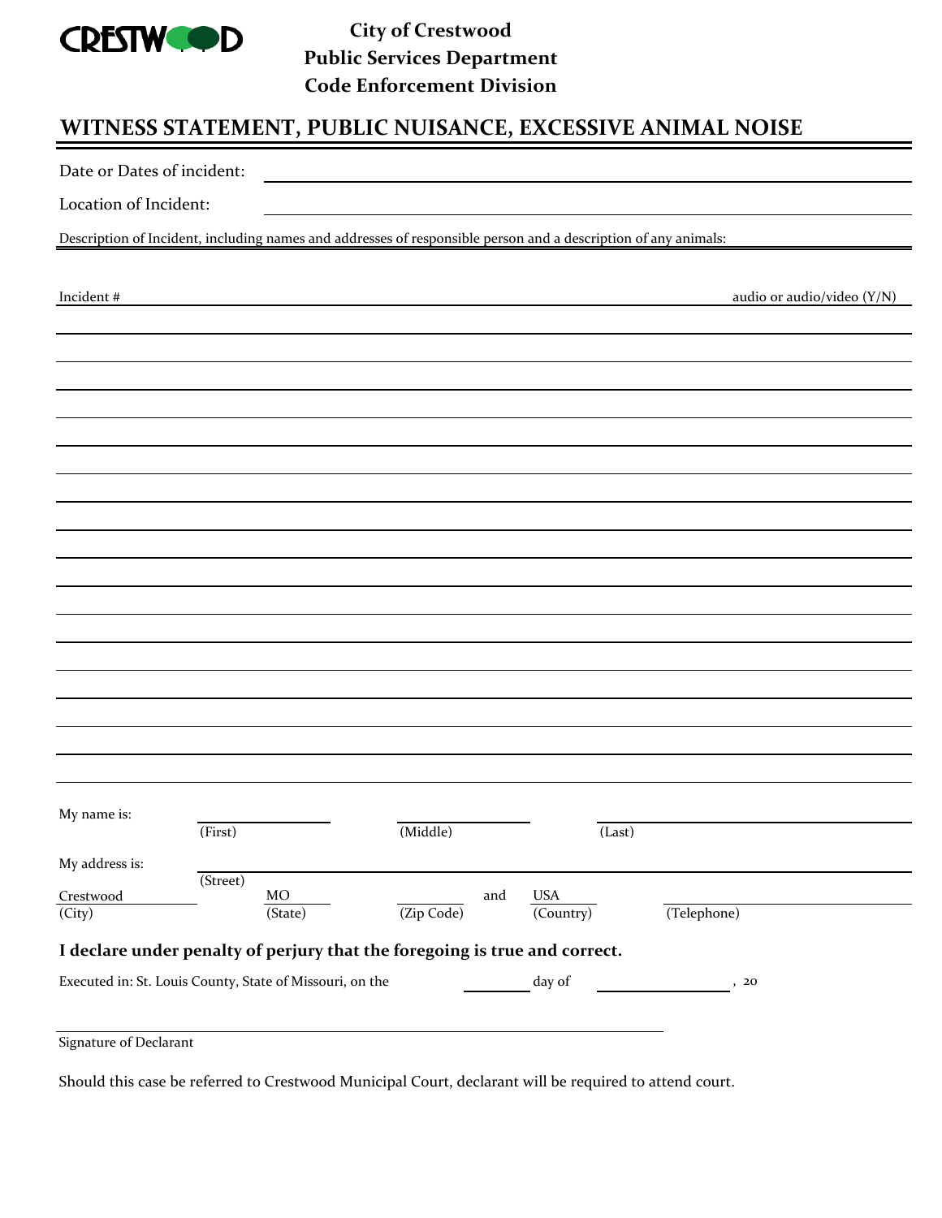CRESTWOOD

**City of Crestwood**
**Public Services Department**
**Code Enforcement Division**

# WITNESS STATEMENT, PUBLIC NUISANCE, EXCESSIVE ANIMAL NOISE

Date or Dates of incident: ______________________________

Location of Incident: ______________________________

Description of Incident, including names and addresses of responsible person and a description of any animals:

Incident # ______________________________ audio or audio/video (Y/N) ______

______________________________________________________________________

______________________________________________________________________

______________________________________________________________________

______________________________________________________________________

______________________________________________________________________

______________________________________________________________________

______________________________________________________________________

______________________________________________________________________

______________________________________________________________________

______________________________________________________________________

______________________________________________________________________

______________________________________________________________________

______________________________________________________________________

______________________________________________________________________

______________________________________________________________________

______________________________________________________________________

______________________________________________________________________

My name is: ______________ (First) ______________ (Middle) ______________ (Last)

My address is: ______________________________ (Street)

Crestwood (City) MO (State) ______________ (Zip Code) and USA (Country) ______________ (Telephone)

**I declare under penalty of perjury that the foregoing is true and correct.**

Executed in: St. Louis County, State of Missouri, on the ________ day of ______________, 20

______________________________________________
Signature of Declarant

Should this case be referred to Crestwood Municipal Court, declarant will be required to attend court.